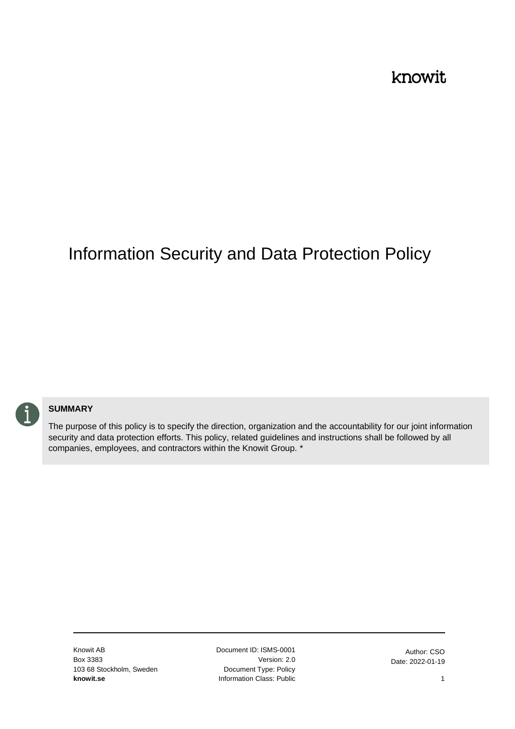knowit

# Information Security and Data Protection Policy

**SUMMARY**

The purpose of this policy is to specify the direction, organization and the accountability for our joint information security and data protection efforts. This policy, related guidelines and instructions shall be followed by all companies, employees, and contractors within the Knowit Group. *

Knowit AB
Box 3383
103 68 Stockholm, Sweden
**knowit.se**

Document ID: ISMS-0001
Version: 2.0
Document Type: Policy
Information Class: Public

Author: CSO
Date: 2022-01-19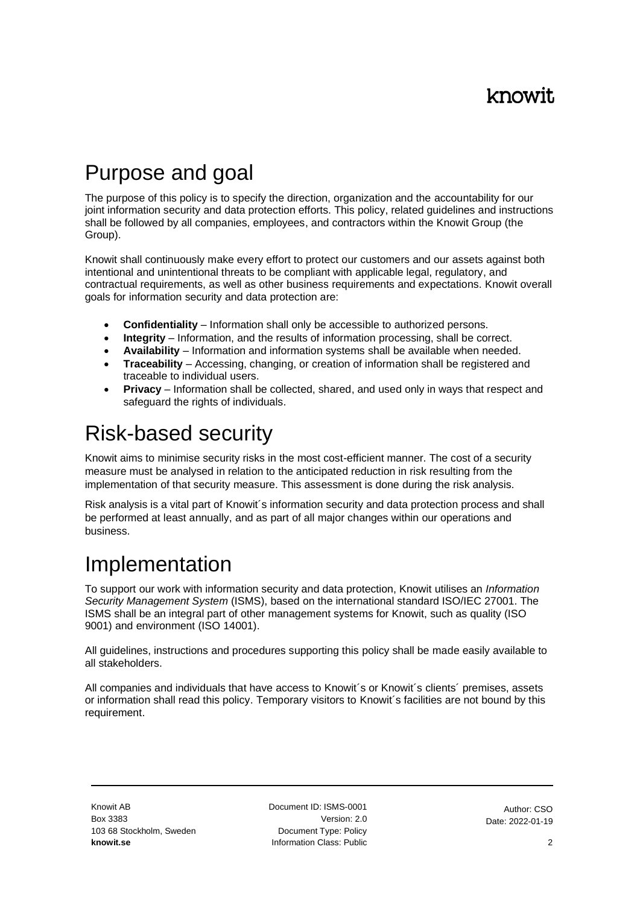# Purpose and goal

The purpose of this policy is to specify the direction, organization and the accountability for our joint information security and data protection efforts. This policy, related guidelines and instructions shall be followed by all companies, employees, and contractors within the Knowit Group (the Group).

Knowit shall continuously make every effort to protect our customers and our assets against both intentional and unintentional threats to be compliant with applicable legal, regulatory, and contractual requirements, as well as other business requirements and expectations. Knowit overall goals for information security and data protection are:

- **Confidentiality** – Information shall only be accessible to authorized persons.
- **Integrity** – Information, and the results of information processing, shall be correct.
- **Availability** – Information and information systems shall be available when needed.
- **Traceability** – Accessing, changing, or creation of information shall be registered and traceable to individual users.
- **Privacy** – Information shall be collected, shared, and used only in ways that respect and safeguard the rights of individuals.

# Risk-based security

Knowit aims to minimise security risks in the most cost-efficient manner. The cost of a security measure must be analysed in relation to the anticipated reduction in risk resulting from the implementation of that security measure. This assessment is done during the risk analysis.

Risk analysis is a vital part of Knowit´s information security and data protection process and shall be performed at least annually, and as part of all major changes within our operations and business.

# Implementation

To support our work with information security and data protection, Knowit utilises an *Information Security Management System* (ISMS), based on the international standard ISO/IEC 27001. The ISMS shall be an integral part of other management systems for Knowit, such as quality (ISO 9001) and environment (ISO 14001).

All guidelines, instructions and procedures supporting this policy shall be made easily available to all stakeholders.

All companies and individuals that have access to Knowit´s or Knowit´s clients´ premises, assets or information shall read this policy. Temporary visitors to Knowit´s facilities are not bound by this requirement.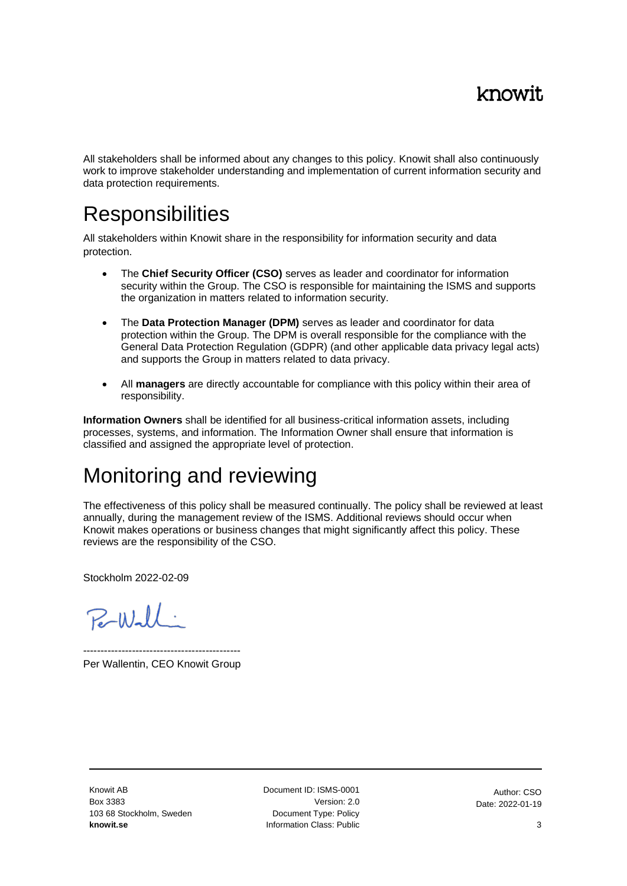All stakeholders shall be informed about any changes to this policy. Knowit shall also continuously work to improve stakeholder understanding and implementation of current information security and data protection requirements.

# Responsibilities

All stakeholders within Knowit share in the responsibility for information security and data protection.

- The **Chief Security Officer (CSO)** serves as leader and coordinator for information security within the Group. The CSO is responsible for maintaining the ISMS and supports the organization in matters related to information security.

- The **Data Protection Manager (DPM)** serves as leader and coordinator for data protection within the Group. The DPM is overall responsible for the compliance with the General Data Protection Regulation (GDPR) (and other applicable data privacy legal acts) and supports the Group in matters related to data privacy.

- All **managers** are directly accountable for compliance with this policy within their area of responsibility.

**Information Owners** shall be identified for all business-critical information assets, including processes, systems, and information. The Information Owner shall ensure that information is classified and assigned the appropriate level of protection.

# Monitoring and reviewing

The effectiveness of this policy shall be measured continually. The policy shall be reviewed at least annually, during the management review of the ISMS. Additional reviews should occur when Knowit makes operations or business changes that might significantly affect this policy. These reviews are the responsibility of the CSO.

Stockholm 2022-02-09

---------------------------------------------

Per Wallentin, CEO Knowit Group

Knowit AB
Box 3383
103 68 Stockholm, Sweden
**knowit.se**

Document ID: ISMS-0001
Version: 2.0
Document Type: Policy
Information Class: Public

Author: CSO
Date: 2022-01-19